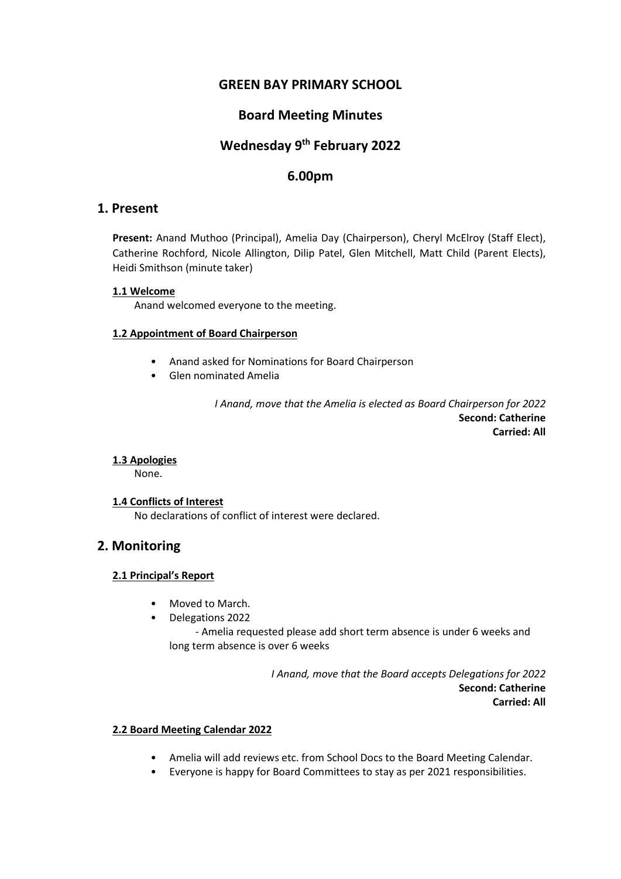# GREEN BAY PRIMARY SCHOOL

## Board Meeting Minutes

## Wednesday 9th February 2022

## 6.00pm

## 1. Present

**Present:** Anand Muthoo (Principal), Amelia Day (Chairperson), Cheryl McElroy (Staff Elect), Catherine Rochford, Nicole Allington, Dilip Patel, Glen Mitchell, Matt Child (Parent Elects), Heidi Smithson (minute taker)

### 1.1 Welcome

Anand welcomed everyone to the meeting.

### 1.2 Appointment of Board Chairperson

- Anand asked for Nominations for Board Chairperson
- Glen nominated Amelia

*I Anand, move that the Amelia is elected as Board Chairperson for 2022*
**Second: Catherine**
**Carried: All**

### 1.3 Apologies

None.

### 1.4 Conflicts of Interest

No declarations of conflict of interest were declared.

## 2. Monitoring

### 2.1 Principal's Report

- Moved to March.
- Delegations 2022
  - Amelia requested please add short term absence is under 6 weeks and long term absence is over 6 weeks

*I Anand, move that the Board accepts Delegations for 2022*
**Second: Catherine**
**Carried: All**

### 2.2 Board Meeting Calendar 2022

- Amelia will add reviews etc. from School Docs to the Board Meeting Calendar.
- Everyone is happy for Board Committees to stay as per 2021 responsibilities.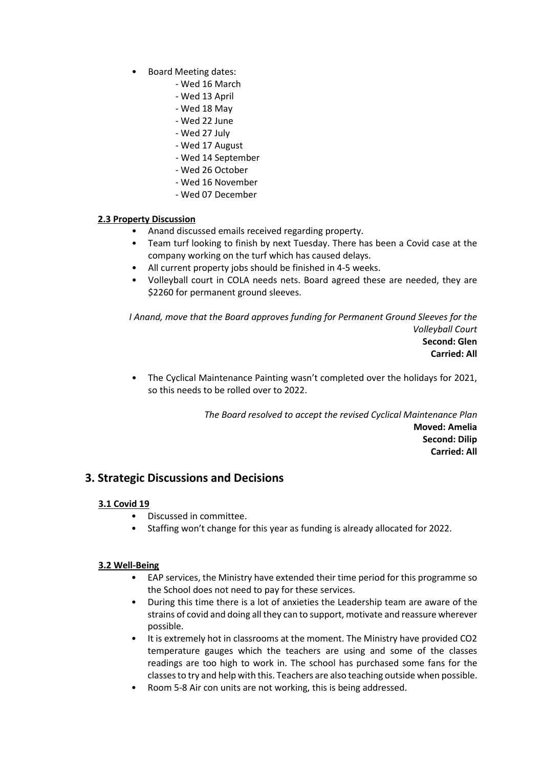- Board Meeting dates:
  - Wed 16 March
  - Wed 13 April
  - Wed 18 May
  - Wed 22 June
  - Wed 27 July
  - Wed 17 August
  - Wed 14 September
  - Wed 26 October
  - Wed 16 November
  - Wed 07 December

### 2.3 Property Discussion

- Anand discussed emails received regarding property.
- Team turf looking to finish by next Tuesday. There has been a Covid case at the company working on the turf which has caused delays.
- All current property jobs should be finished in 4-5 weeks.
- Volleyball court in COLA needs nets. Board agreed these are needed, they are $2260 for permanent ground sleeves.

*I Anand, move that the Board approves funding for Permanent Ground Sleeves for the Volleyball Court*

**Second: Glen**

**Carried: All**

- The Cyclical Maintenance Painting wasn't completed over the holidays for 2021, so this needs to be rolled over to 2022.

*The Board resolved to accept the revised Cyclical Maintenance Plan*

**Moved: Amelia**

**Second: Dilip**

**Carried: All**

## 3. Strategic Discussions and Decisions

### 3.1 Covid 19

- Discussed in committee.
- Staffing won't change for this year as funding is already allocated for 2022.

### 3.2 Well-Being

- EAP services, the Ministry have extended their time period for this programme so the School does not need to pay for these services.
- During this time there is a lot of anxieties the Leadership team are aware of the strains of covid and doing all they can to support, motivate and reassure wherever possible.
- It is extremely hot in classrooms at the moment. The Ministry have provided CO2 temperature gauges which the teachers are using and some of the classes readings are too high to work in. The school has purchased some fans for the classes to try and help with this. Teachers are also teaching outside when possible.
- Room 5-8 Air con units are not working, this is being addressed.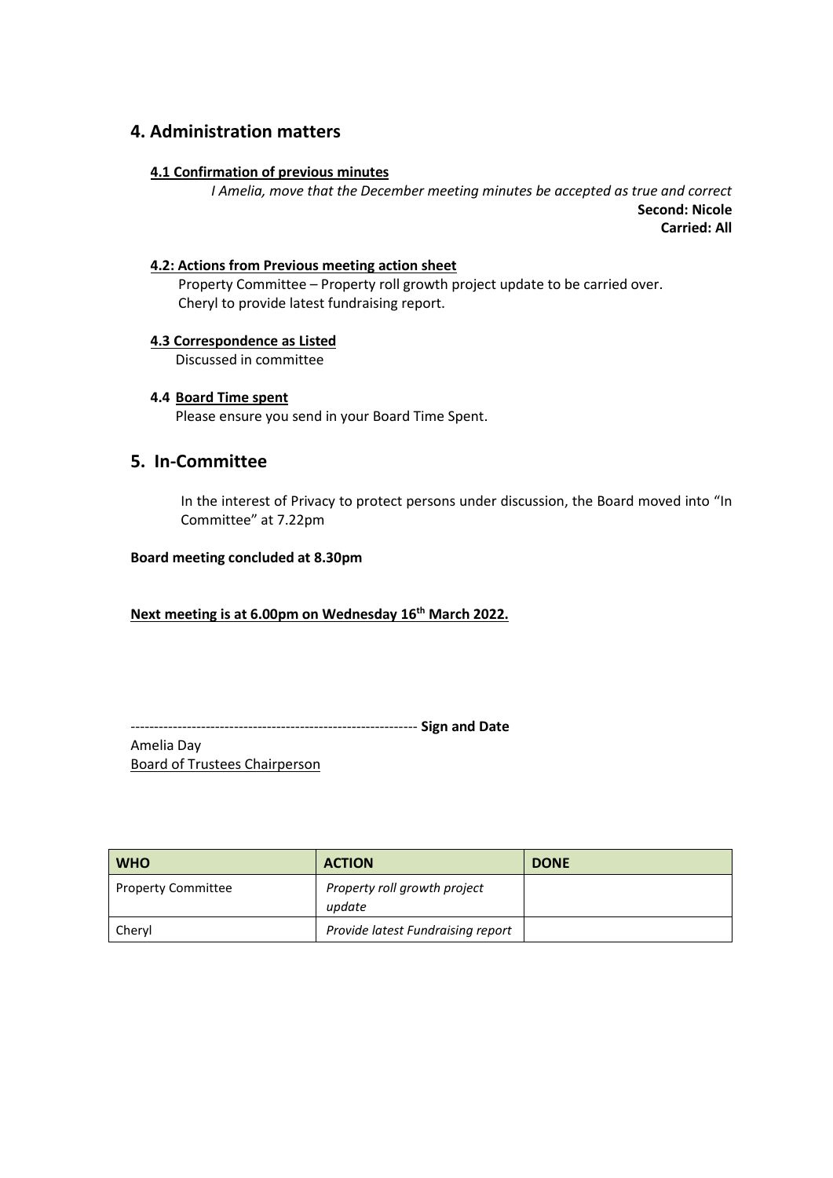## 4. Administration matters

**4.1 Confirmation of previous minutes**

*I Amelia, move that the December meeting minutes be accepted as true and correct*

**Second: Nicole**
**Carried: All**

**4.2: Actions from Previous meeting action sheet**

Property Committee – Property roll growth project update to be carried over.
Cheryl to provide latest fundraising report.

**4.3 Correspondence as Listed**

Discussed in committee

**4.4 Board Time spent**

Please ensure you send in your Board Time Spent.

## 5. In-Committee

In the interest of Privacy to protect persons under discussion, the Board moved into "In Committee" at 7.22pm

**Board meeting concluded at 8.30pm**

**Next meeting is at 6.00pm on Wednesday 16th March 2022.**

------------------------------------------------------------ **Sign and Date**

Amelia Day
Board of Trustees Chairperson

| WHO | ACTION | DONE |
|---|---|---|
| Property Committee | *Property roll growth project update* | |
| Cheryl | *Provide latest Fundraising report* | |